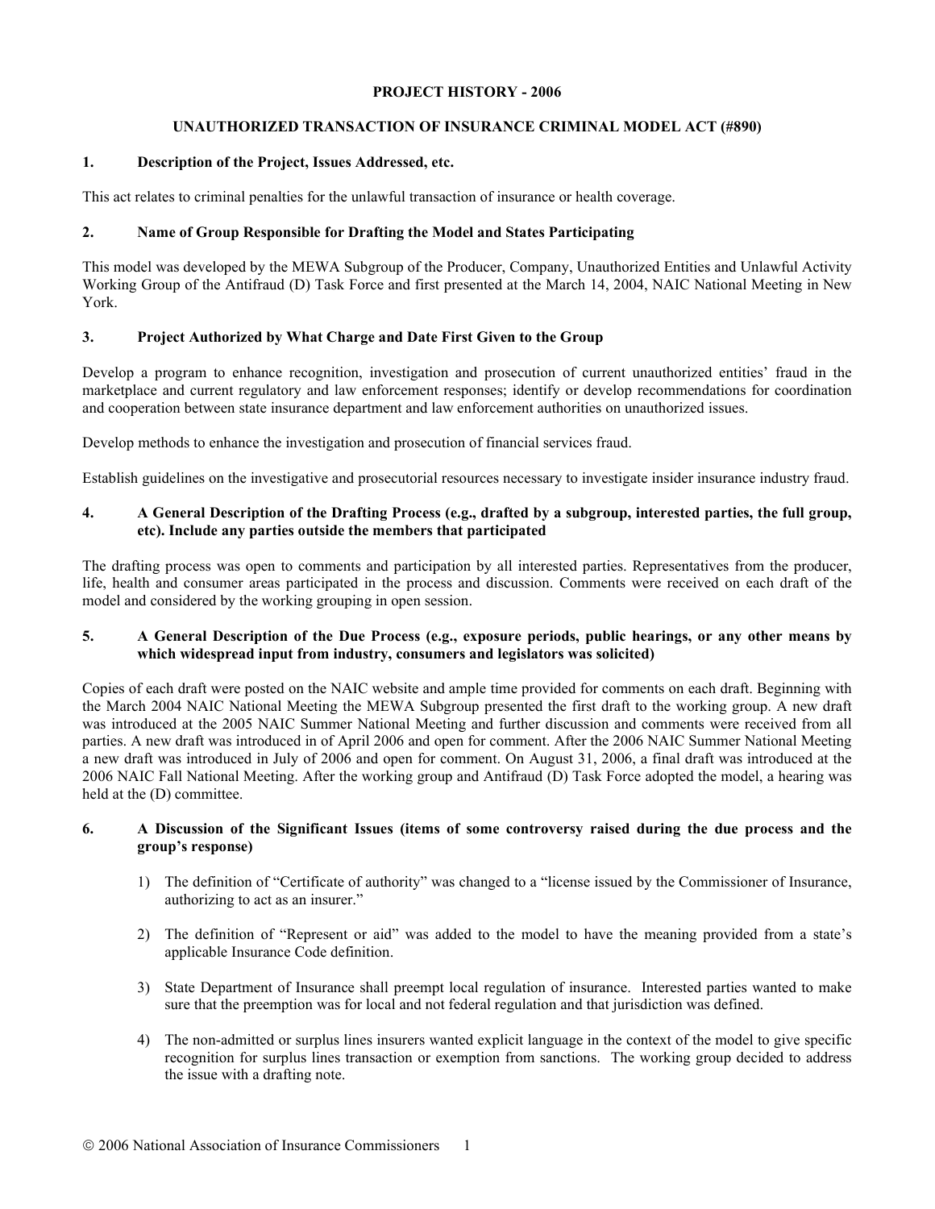**PROJECT HISTORY - 2006**

**UNAUTHORIZED TRANSACTION OF INSURANCE CRIMINAL MODEL ACT (#890)**

## 1. Description of the Project, Issues Addressed, etc.

This act relates to criminal penalties for the unlawful transaction of insurance or health coverage.

## 2. Name of Group Responsible for Drafting the Model and States Participating

This model was developed by the MEWA Subgroup of the Producer, Company, Unauthorized Entities and Unlawful Activity Working Group of the Antifraud (D) Task Force and first presented at the March 14, 2004, NAIC National Meeting in New York.

## 3. Project Authorized by What Charge and Date First Given to the Group

Develop a program to enhance recognition, investigation and prosecution of current unauthorized entities' fraud in the marketplace and current regulatory and law enforcement responses; identify or develop recommendations for coordination and cooperation between state insurance department and law enforcement authorities on unauthorized issues.

Develop methods to enhance the investigation and prosecution of financial services fraud.

Establish guidelines on the investigative and prosecutorial resources necessary to investigate insider insurance industry fraud.

## 4. A General Description of the Drafting Process (e.g., drafted by a subgroup, interested parties, the full group, etc). Include any parties outside the members that participated

The drafting process was open to comments and participation by all interested parties. Representatives from the producer, life, health and consumer areas participated in the process and discussion. Comments were received on each draft of the model and considered by the working grouping in open session.

## 5. A General Description of the Due Process (e.g., exposure periods, public hearings, or any other means by which widespread input from industry, consumers and legislators was solicited)

Copies of each draft were posted on the NAIC website and ample time provided for comments on each draft. Beginning with the March 2004 NAIC National Meeting the MEWA Subgroup presented the first draft to the working group. A new draft was introduced at the 2005 NAIC Summer National Meeting and further discussion and comments were received from all parties. A new draft was introduced in of April 2006 and open for comment. After the 2006 NAIC Summer National Meeting a new draft was introduced in July of 2006 and open for comment. On August 31, 2006, a final draft was introduced at the 2006 NAIC Fall National Meeting. After the working group and Antifraud (D) Task Force adopted the model, a hearing was held at the (D) committee.

## 6. A Discussion of the Significant Issues (items of some controversy raised during the due process and the group's response)

1) The definition of "Certificate of authority" was changed to a "license issued by the Commissioner of Insurance, authorizing to act as an insurer."

2) The definition of "Represent or aid" was added to the model to have the meaning provided from a state's applicable Insurance Code definition.

3) State Department of Insurance shall preempt local regulation of insurance. Interested parties wanted to make sure that the preemption was for local and not federal regulation and that jurisdiction was defined.

4) The non-admitted or surplus lines insurers wanted explicit language in the context of the model to give specific recognition for surplus lines transaction or exemption from sanctions. The working group decided to address the issue with a drafting note.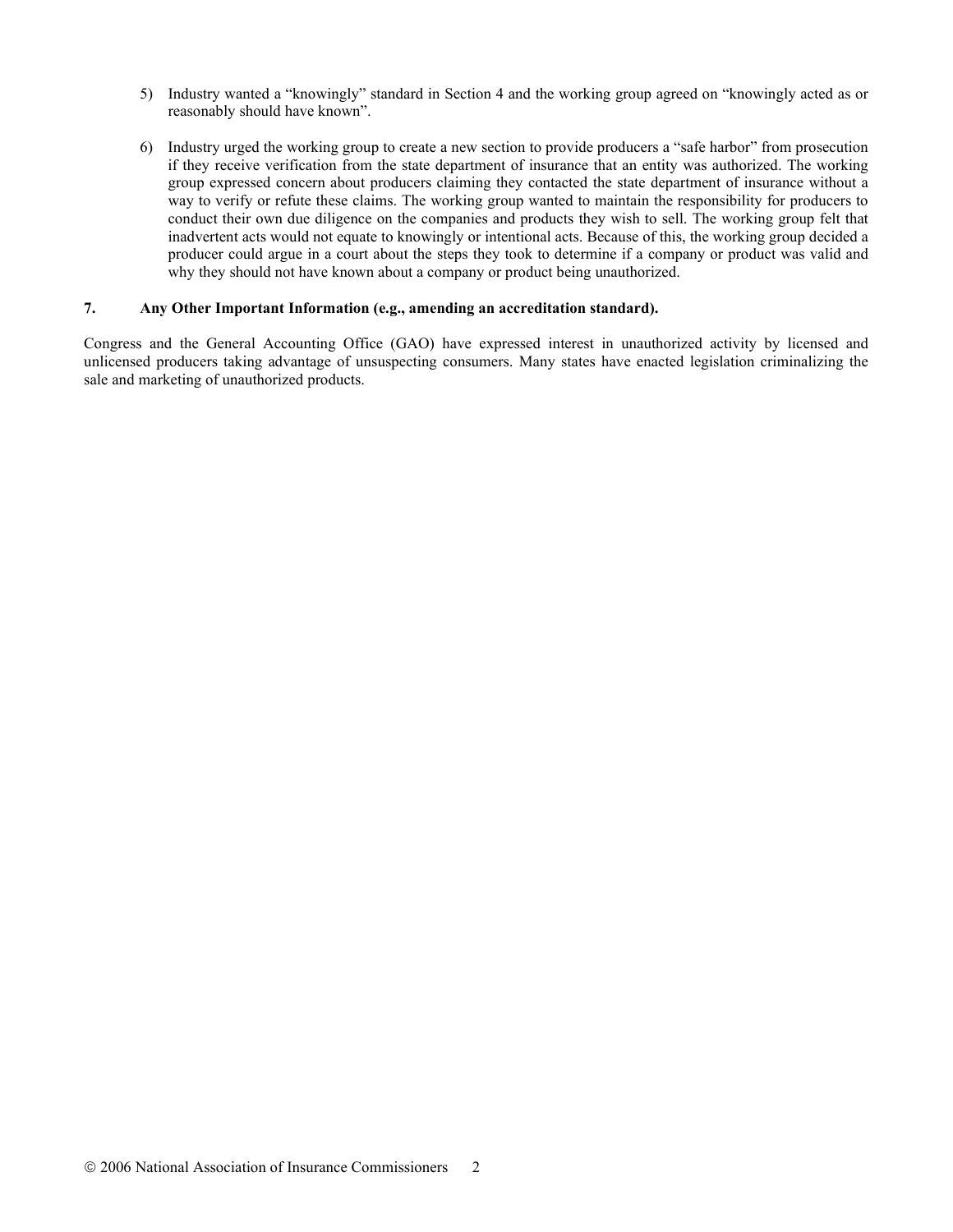5) Industry wanted a "knowingly" standard in Section 4 and the working group agreed on "knowingly acted as or reasonably should have known".

6) Industry urged the working group to create a new section to provide producers a "safe harbor" from prosecution if they receive verification from the state department of insurance that an entity was authorized. The working group expressed concern about producers claiming they contacted the state department of insurance without a way to verify or refute these claims. The working group wanted to maintain the responsibility for producers to conduct their own due diligence on the companies and products they wish to sell. The working group felt that inadvertent acts would not equate to knowingly or intentional acts. Because of this, the working group decided a producer could argue in a court about the steps they took to determine if a company or product was valid and why they should not have known about a company or product being unauthorized.

**7. Any Other Important Information (e.g., amending an accreditation standard).**

Congress and the General Accounting Office (GAO) have expressed interest in unauthorized activity by licensed and unlicensed producers taking advantage of unsuspecting consumers. Many states have enacted legislation criminalizing the sale and marketing of unauthorized products.

© 2006 National Association of Insurance Commissioners